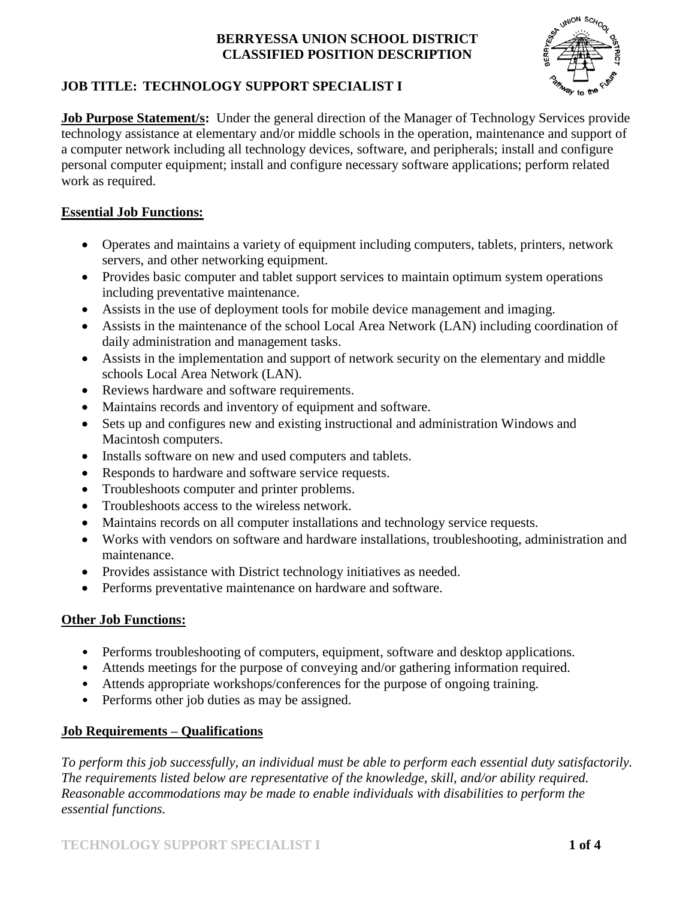# BERRYESSA UNION SCHOOL DISTRICT
# CLASSIFIED POSITION DESCRIPTION

## JOB TITLE: TECHNOLOGY SUPPORT SPECIALIST I

**Job Purpose Statement/s:** Under the general direction of the Manager of Technology Services provide technology assistance at elementary and/or middle schools in the operation, maintenance and support of a computer network including all technology devices, software, and peripherals; install and configure personal computer equipment; install and configure necessary software applications; perform related work as required.

## Essential Job Functions:

- Operates and maintains a variety of equipment including computers, tablets, printers, network servers, and other networking equipment.
- Provides basic computer and tablet support services to maintain optimum system operations including preventative maintenance.
- Assists in the use of deployment tools for mobile device management and imaging.
- Assists in the maintenance of the school Local Area Network (LAN) including coordination of daily administration and management tasks.
- Assists in the implementation and support of network security on the elementary and middle schools Local Area Network (LAN).
- Reviews hardware and software requirements.
- Maintains records and inventory of equipment and software.
- Sets up and configures new and existing instructional and administration Windows and Macintosh computers.
- Installs software on new and used computers and tablets.
- Responds to hardware and software service requests.
- Troubleshoots computer and printer problems.
- Troubleshoots access to the wireless network.
- Maintains records on all computer installations and technology service requests.
- Works with vendors on software and hardware installations, troubleshooting, administration and maintenance.
- Provides assistance with District technology initiatives as needed.
- Performs preventative maintenance on hardware and software.

## Other Job Functions:

- Performs troubleshooting of computers, equipment, software and desktop applications.
- Attends meetings for the purpose of conveying and/or gathering information required.
- Attends appropriate workshops/conferences for the purpose of ongoing training.
- Performs other job duties as may be assigned.

## Job Requirements – Qualifications

*To perform this job successfully, an individual must be able to perform each essential duty satisfactorily. The requirements listed below are representative of the knowledge, skill, and/or ability required. Reasonable accommodations may be made to enable individuals with disabilities to perform the essential functions.*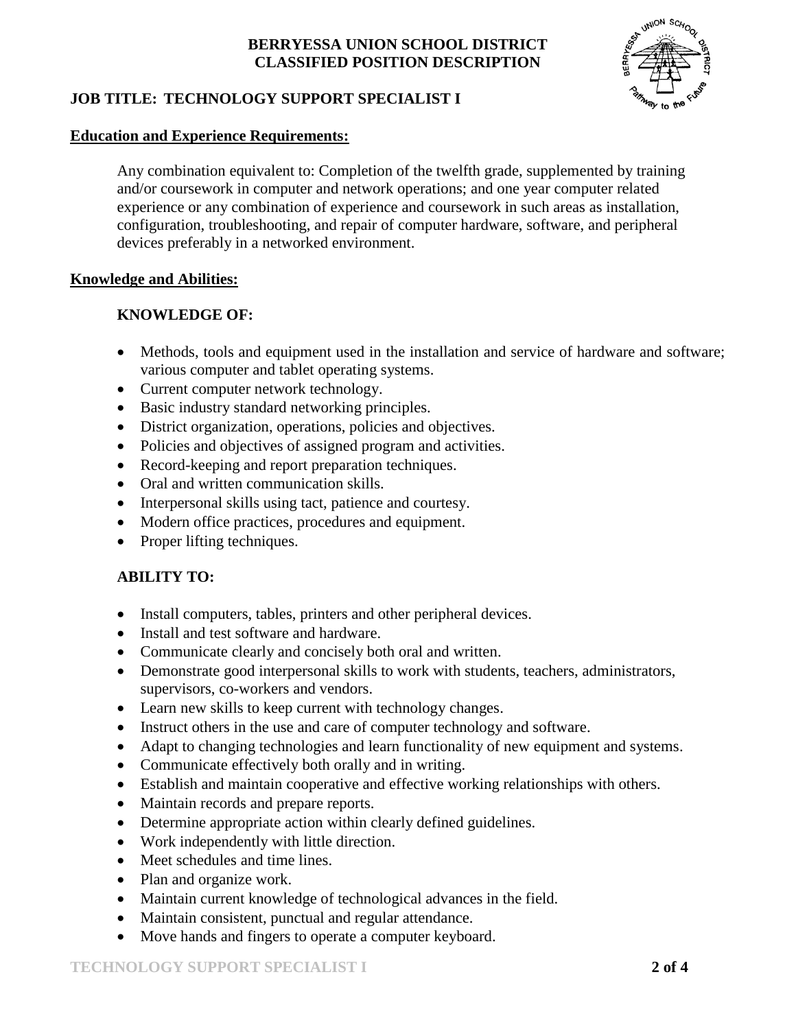**BERRYESSA UNION SCHOOL DISTRICT**
**CLASSIFIED POSITION DESCRIPTION**

## JOB TITLE: TECHNOLOGY SUPPORT SPECIALIST I

### Education and Experience Requirements:

Any combination equivalent to: Completion of the twelfth grade, supplemented by training and/or coursework in computer and network operations; and one year computer related experience or any combination of experience and coursework in such areas as installation, configuration, troubleshooting, and repair of computer hardware, software, and peripheral devices preferably in a networked environment.

### Knowledge and Abilities:

**KNOWLEDGE OF:**

- Methods, tools and equipment used in the installation and service of hardware and software; various computer and tablet operating systems.
- Current computer network technology.
- Basic industry standard networking principles.
- District organization, operations, policies and objectives.
- Policies and objectives of assigned program and activities.
- Record-keeping and report preparation techniques.
- Oral and written communication skills.
- Interpersonal skills using tact, patience and courtesy.
- Modern office practices, procedures and equipment.
- Proper lifting techniques.

**ABILITY TO:**

- Install computers, tables, printers and other peripheral devices.
- Install and test software and hardware.
- Communicate clearly and concisely both oral and written.
- Demonstrate good interpersonal skills to work with students, teachers, administrators, supervisors, co-workers and vendors.
- Learn new skills to keep current with technology changes.
- Instruct others in the use and care of computer technology and software.
- Adapt to changing technologies and learn functionality of new equipment and systems.
- Communicate effectively both orally and in writing.
- Establish and maintain cooperative and effective working relationships with others.
- Maintain records and prepare reports.
- Determine appropriate action within clearly defined guidelines.
- Work independently with little direction.
- Meet schedules and time lines.
- Plan and organize work.
- Maintain current knowledge of technological advances in the field.
- Maintain consistent, punctual and regular attendance.
- Move hands and fingers to operate a computer keyboard.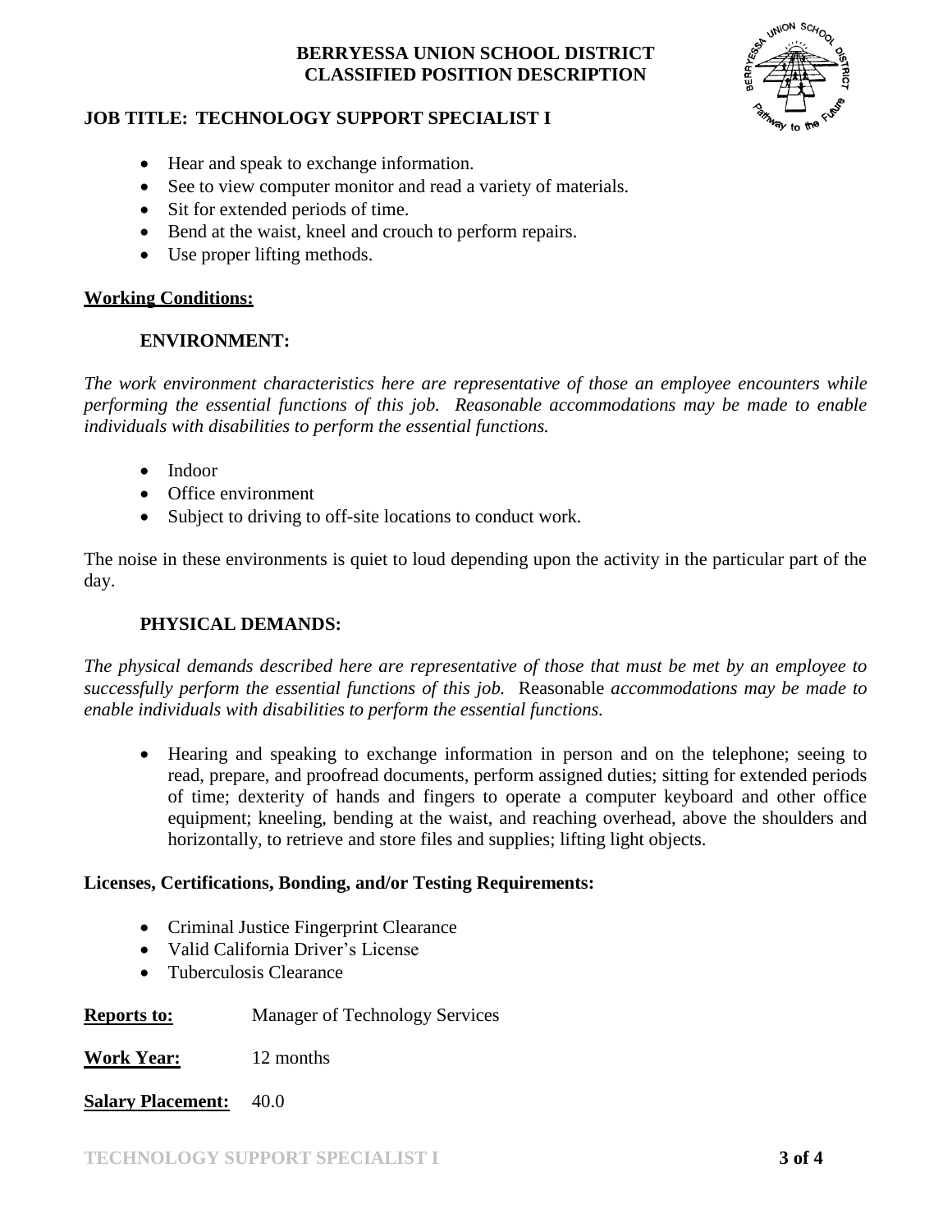**BERRYESSA UNION SCHOOL DISTRICT**
**CLASSIFIED POSITION DESCRIPTION**

**JOB TITLE: TECHNOLOGY SUPPORT SPECIALIST I**

- Hear and speak to exchange information.
- See to view computer monitor and read a variety of materials.
- Sit for extended periods of time.
- Bend at the waist, kneel and crouch to perform repairs.
- Use proper lifting methods.

## Working Conditions:

### ENVIRONMENT:

*The work environment characteristics here are representative of those an employee encounters while performing the essential functions of this job. Reasonable accommodations may be made to enable individuals with disabilities to perform the essential functions.*

- Indoor
- Office environment
- Subject to driving to off-site locations to conduct work.

The noise in these environments is quiet to loud depending upon the activity in the particular part of the day.

### PHYSICAL DEMANDS:

*The physical demands described here are representative of those that must be met by an employee to successfully perform the essential functions of this job.* Reasonable *accommodations may be made to enable individuals with disabilities to perform the essential functions.*

- Hearing and speaking to exchange information in person and on the telephone; seeing to read, prepare, and proofread documents, perform assigned duties; sitting for extended periods of time; dexterity of hands and fingers to operate a computer keyboard and other office equipment; kneeling, bending at the waist, and reaching overhead, above the shoulders and horizontally, to retrieve and store files and supplies; lifting light objects.

**Licenses, Certifications, Bonding, and/or Testing Requirements:**

- Criminal Justice Fingerprint Clearance
- Valid California Driver's License
- Tuberculosis Clearance

**Reports to:** Manager of Technology Services

**Work Year:** 12 months

**Salary Placement:** 40.0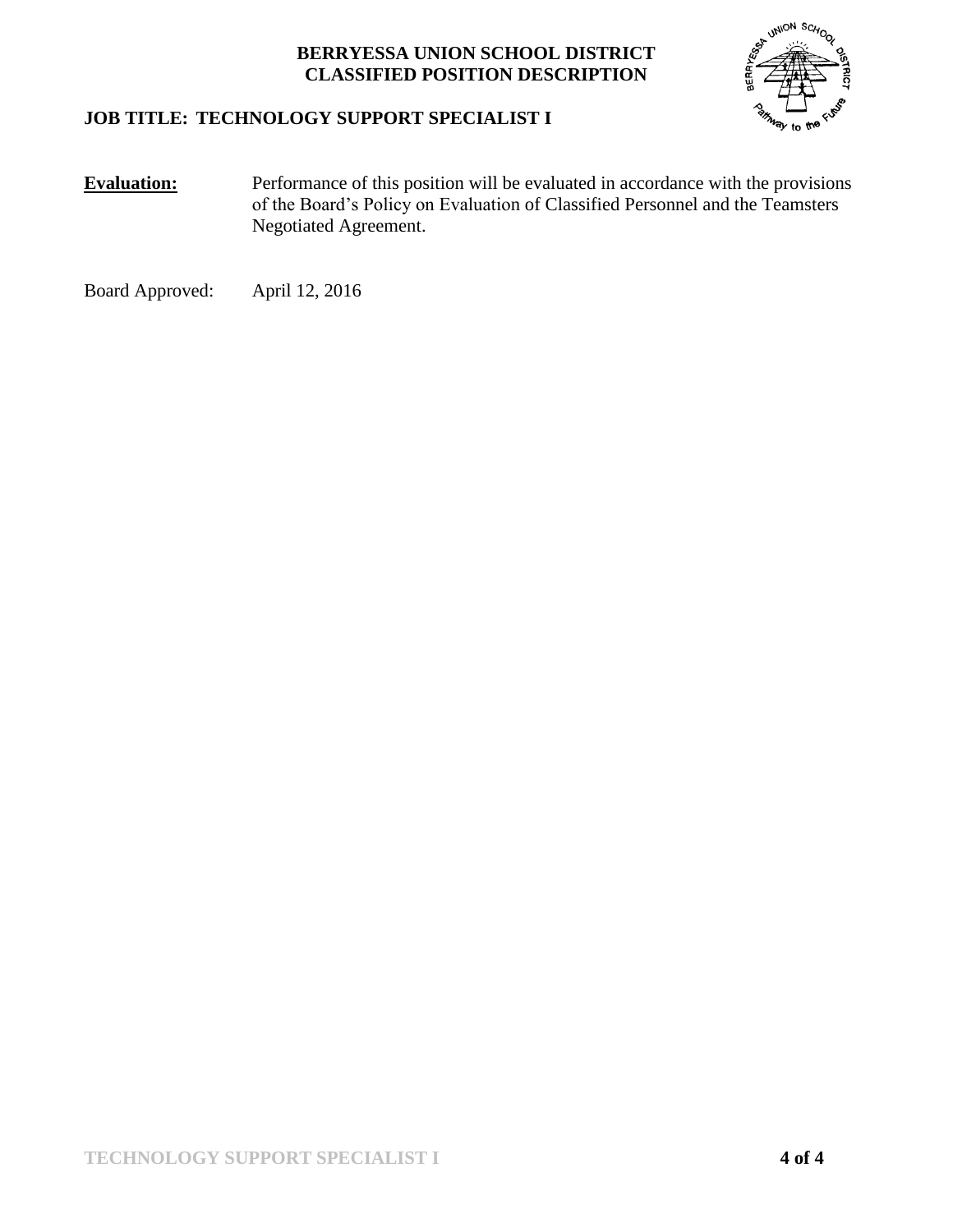**Evaluation:** Performance of this position will be evaluated in accordance with the provisions of the Board's Policy on Evaluation of Classified Personnel and the Teamsters Negotiated Agreement.

Board Approved: April 12, 2016